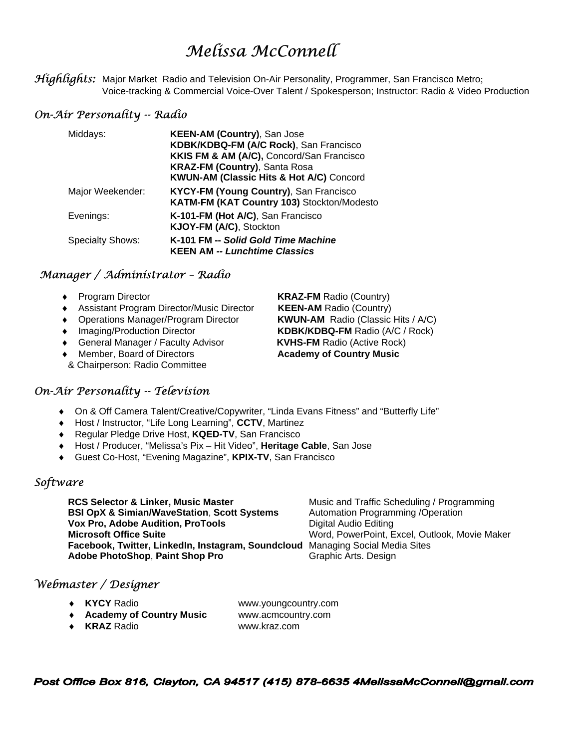# *Melissa McConnell*

***Highlights:*** Major Market Radio and Television On-Air Personality, Programmer, San Francisco Metro; Voice-tracking & Commercial Voice-Over Talent / Spokesperson; Instructor: Radio & Video Production

## *On-Air Personality -- Radio*

| | |
|---|---|
| Middays: | **KEEN-AM (Country)**, San Jose<br>**KDBK/KDBQ-FM (A/C Rock)**, San Francisco<br>**KKIS FM & AM (A/C),** Concord/San Francisco<br>**KRAZ-FM (Country)**, Santa Rosa<br>**KWUN-AM (Classic Hits & Hot A/C)** Concord |
| Major Weekender: | **KYCY-FM (Young Country)**, San Francisco<br>**KATM-FM (KAT Country 103)** Stockton/Modesto |
| Evenings: | **K-101-FM (Hot A/C)**, San Francisco<br>**KJOY-FM (A/C)**, Stockton |
| Specialty Shows: | **K-101 FM -- *Solid Gold Time Machine***<br>**KEEN AM -- *Lunchtime Classics*** |

## *Manager / Administrator – Radio*

- Program Director — **KRAZ-FM** Radio (Country)
- Assistant Program Director/Music Director — **KEEN-AM** Radio (Country)
- Operations Manager/Program Director — **KWUN-AM** Radio (Classic Hits / A/C)
- Imaging/Production Director — **KDBK/KDBQ-FM** Radio (A/C / Rock)
- General Manager / Faculty Advisor — **KVHS-FM** Radio (Active Rock)
- Member, Board of Directors & Chairperson: Radio Committee — **Academy of Country Music**

## *On-Air Personality -- Television*

- On & Off Camera Talent/Creative/Copywriter, "Linda Evans Fitness" and "Butterfly Life"
- Host / Instructor, "Life Long Learning", **CCTV**, Martinez
- Regular Pledge Drive Host, **KQED-TV**, San Francisco
- Host / Producer, "Melissa's Pix – Hit Video", **Heritage Cable**, San Jose
- Guest Co-Host, "Evening Magazine", **KPIX-TV**, San Francisco

## *Software*

| | |
|---|---|
| **RCS Selector & Linker, Music Master** | Music and Traffic Scheduling / Programming |
| **BSI OpX & Simian/WaveStation**, **Scott Systems** | Automation Programming /Operation |
| **Vox Pro, Adobe Audition, ProTools** | Digital Audio Editing |
| **Microsoft Office Suite** | Word, PowerPoint, Excel, Outlook, Movie Maker |
| **Facebook, Twitter, LinkedIn, Instagram, Soundcloud** | Managing Social Media Sites |
| **Adobe PhotoShop**, **Paint Shop Pro** | Graphic Arts. Design |

## *Webmaster / Designer*

- **KYCY** Radio — www.youngcountry.com
- **Academy of Country Music** — www.acmcountry.com
- **KRAZ** Radio — www.kraz.com

***Post Office Box 816, Clayton, CA 94517 (415) 878-6635 4MelissaMcConnell@gmail.com***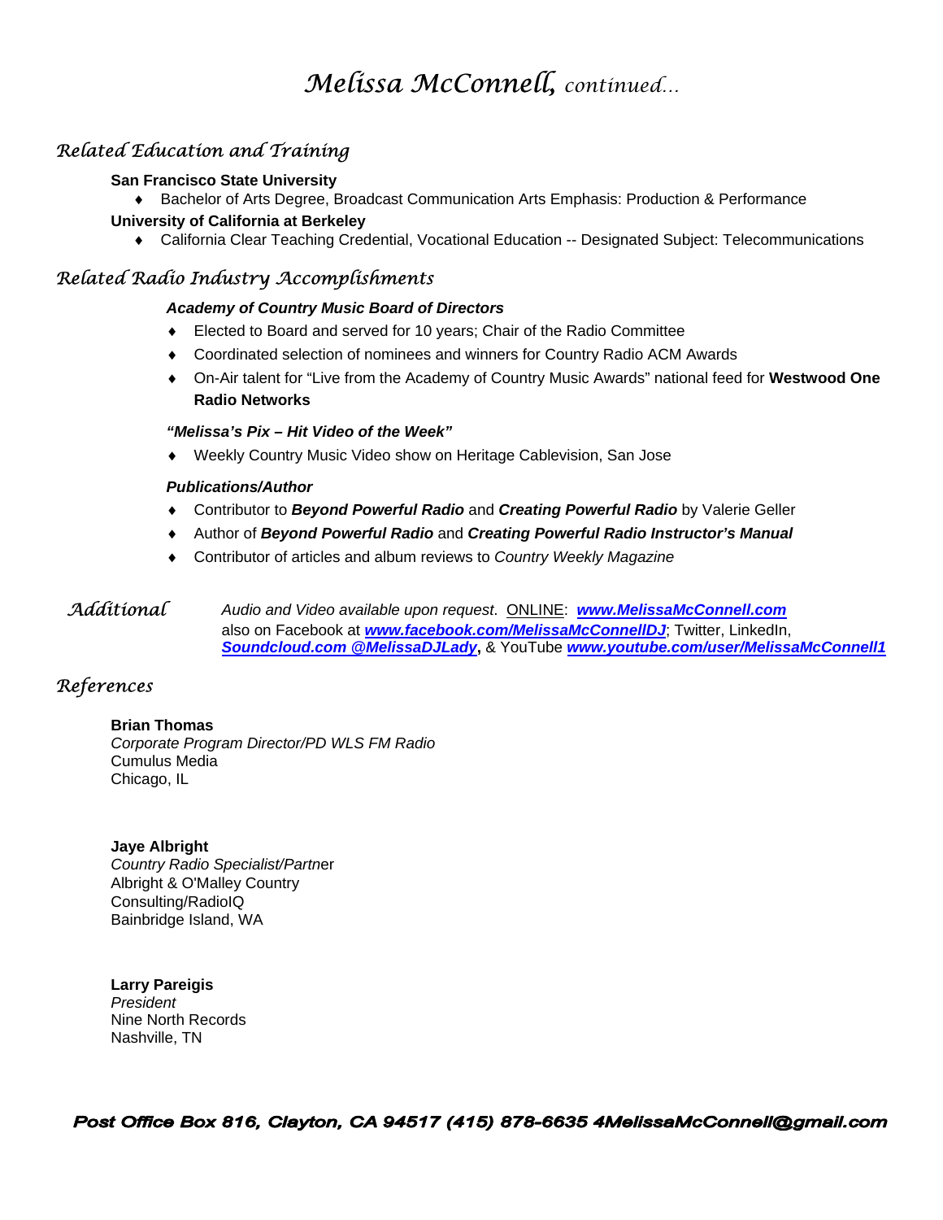# Melissa McConnell, *continued…*

## Related Education and Training

**San Francisco State University**

- Bachelor of Arts Degree, Broadcast Communication Arts Emphasis: Production & Performance

**University of California at Berkeley**

- California Clear Teaching Credential, Vocational Education -- Designated Subject: Telecommunications

## Related Radio Industry Accomplishments

***Academy of Country Music Board of Directors***

- Elected to Board and served for 10 years; Chair of the Radio Committee
- Coordinated selection of nominees and winners for Country Radio ACM Awards
- On-Air talent for "Live from the Academy of Country Music Awards" national feed for **Westwood One Radio Networks**

***"Melissa's Pix – Hit Video of the Week"***

- Weekly Country Music Video show on Heritage Cablevision, San Jose

***Publications/Author***

- Contributor to ***Beyond Powerful Radio*** and ***Creating Powerful Radio*** by Valerie Geller
- Author of ***Beyond Powerful Radio*** and ***Creating Powerful Radio Instructor's Manual***
- Contributor of articles and album reviews to *Country Weekly Magazine*

## Additional

*Audio and Video available upon request.* ONLINE: ***www.MelissaMcConnell.com*** also on Facebook at ***www.facebook.com/MelissaMcConnellDJ***; Twitter, LinkedIn, ***Soundcloud.com @MelissaDJLady*****,** & YouTube ***www.youtube.com/user/MelissaMcConnell1***

## References

**Brian Thomas**
*Corporate Program Director/PD WLS FM Radio*
Cumulus Media
Chicago, IL

**Jaye Albright**
*Country Radio Specialist/Partner*
Albright & O'Malley Country
Consulting/RadioIQ
Bainbridge Island, WA

**Larry Pareigis**
*President*
Nine North Records
Nashville, TN

***Post Office Box 816, Clayton, CA 94517 (415) 878-6635 4MelissaMcConnell@gmail.com***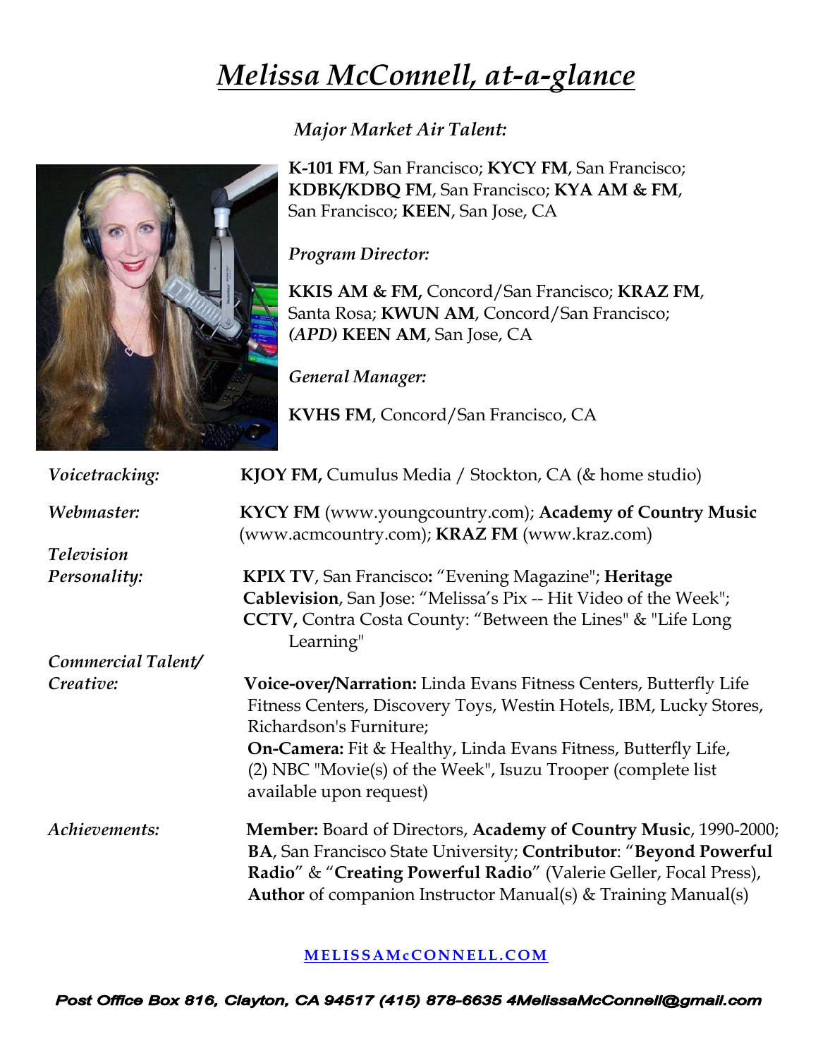# *Melissa McConnell, at-a-glance*

*Major Market Air Talent:*

**K-101 FM**, San Francisco; **KYCY FM**, San Francisco; **KDBK/KDBQ FM**, San Francisco; **KYA AM & FM**, San Francisco; **KEEN**, San Jose, CA

*Program Director:*

**KKIS AM & FM,** Concord/San Francisco; **KRAZ FM**, Santa Rosa; **KWUN AM**, Concord/San Francisco; ***(APD)*** **KEEN AM**, San Jose, CA

*General Manager:*

**KVHS FM**, Concord/San Francisco, CA

*Voicetracking:* **KJOY FM,** Cumulus Media / Stockton, CA (& home studio)

*Webmaster:* **KYCY FM** (www.youngcountry.com); **Academy of Country Music** (www.acmcountry.com); **KRAZ FM** (www.kraz.com)

*Television Personality:* **KPIX TV**, San Francisco**:** "Evening Magazine"; **Heritage Cablevision**, San Jose: "Melissa's Pix -- Hit Video of the Week"; **CCTV,** Contra Costa County: "Between the Lines" & "Life Long Learning"

*Commercial Talent/ Creative:* **Voice-over/Narration:** Linda Evans Fitness Centers, Butterfly Life Fitness Centers, Discovery Toys, Westin Hotels, IBM, Lucky Stores, Richardson's Furniture;
**On-Camera:** Fit & Healthy, Linda Evans Fitness, Butterfly Life, (2) NBC "Movie(s) of the Week", Isuzu Trooper (complete list available upon request)

*Achievements:* **Member:** Board of Directors, **Academy of Country Music**, 1990-2000; **BA**, San Francisco State University; **Contributor**: "**Beyond Powerful Radio**" & "**Creating Powerful Radio**" (Valerie Geller, Focal Press), **Author** of companion Instructor Manual(s) & Training Manual(s)

**MELISSAMcCONNELL.COM**

***Post Office Box 816, Clayton, CA 94517 (415) 878-6635 4MelissaMcConnell@gmail.com***